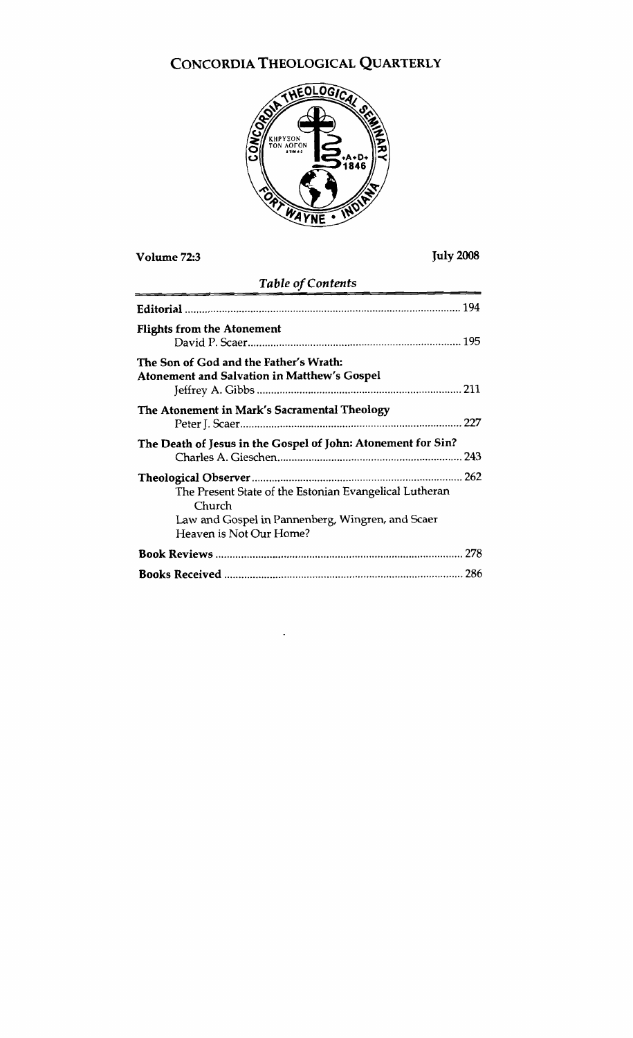# CONCORDIA THEOLOGICAL QUARTERLY

**Volume 72:3** **July 2008**

*Table of Contents*

| | |
|---|---|
| **Editorial** | 194 |
| **Flights from the Atonement**<br>David P. Scaer | 195 |
| **The Son of God and the Father's Wrath: Atonement and Salvation in Matthew's Gospel**<br>Jeffrey A. Gibbs | 211 |
| **The Atonement in Mark's Sacramental Theology**<br>Peter J. Scaer | 227 |
| **The Death of Jesus in the Gospel of John: Atonement for Sin?**<br>Charles A. Gieschen | 243 |
| **Theological Observer**<br>The Present State of the Estonian Evangelical Lutheran Church<br>Law and Gospel in Pannenberg, Wingren, and Scaer<br>Heaven is Not Our Home? | 262 |
| **Book Reviews** | 278 |
| **Books Received** | 286 |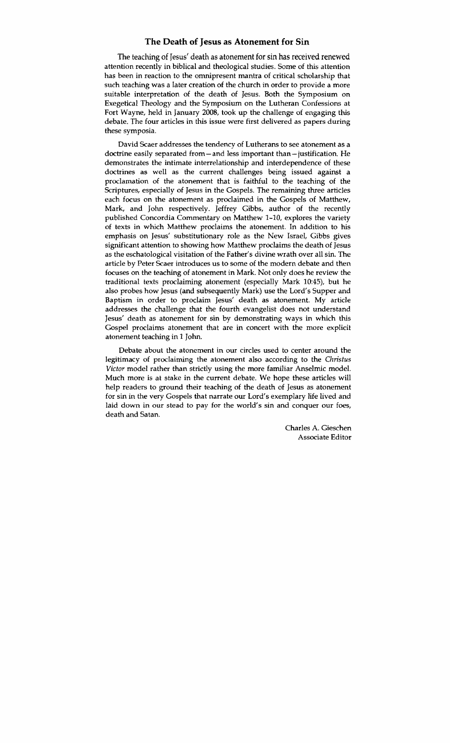# The Death of Jesus as Atonement for Sin

The teaching of Jesus' death as atonement for sin has received renewed attention recently in biblical and theological studies. Some of this attention has been in reaction to the omnipresent mantra of critical scholarship that such teaching was a later creation of the church in order to provide a more suitable interpretation of the death of Jesus. Both the Symposium on Exegetical Theology and the Symposium on the Lutheran Confessions at Fort Wayne, held in January 2008, took up the challenge of engaging this debate. The four articles in this issue were first delivered as papers during these symposia.

David Scaer addresses the tendency of Lutherans to see atonement as a doctrine easily separated from—and less important than—justification. He demonstrates the intimate interrelationship and interdependence of these doctrines as well as the current challenges being issued against a proclamation of the atonement that is faithful to the teaching of the Scriptures, especially of Jesus in the Gospels. The remaining three articles each focus on the atonement as proclaimed in the Gospels of Matthew, Mark, and John respectively. Jeffrey Gibbs, author of the recently published Concordia Commentary on Matthew 1-10, explores the variety of texts in which Matthew proclaims the atonement. In addition to his emphasis on Jesus' substitutionary role as the New Israel, Gibbs gives significant attention to showing how Matthew proclaims the death of Jesus as the eschatological visitation of the Father's divine wrath over all sin. The article by Peter Scaer introduces us to some of the modern debate and then focuses on the teaching of atonement in Mark. Not only does he review the traditional texts proclaiming atonement (especially Mark 10:45), but he also probes how Jesus (and subsequently Mark) use the Lord's Supper and Baptism in order to proclaim Jesus' death as atonement. My article addresses the challenge that the fourth evangelist does not understand Jesus' death as atonement for sin by demonstrating ways in which this Gospel proclaims atonement that are in concert with the more explicit atonement teaching in 1 John.

Debate about the atonement in our circles used to center around the legitimacy of proclaiming the atonement also according to the *Christus Victor* model rather than strictly using the more familiar Anselmic model. Much more is at stake in the current debate. We hope these articles will help readers to ground their teaching of the death of Jesus as atonement for sin in the very Gospels that narrate our Lord's exemplary life lived and laid down in our stead to pay for the world's sin and conquer our foes, death and Satan.

Charles A. Gieschen
Associate Editor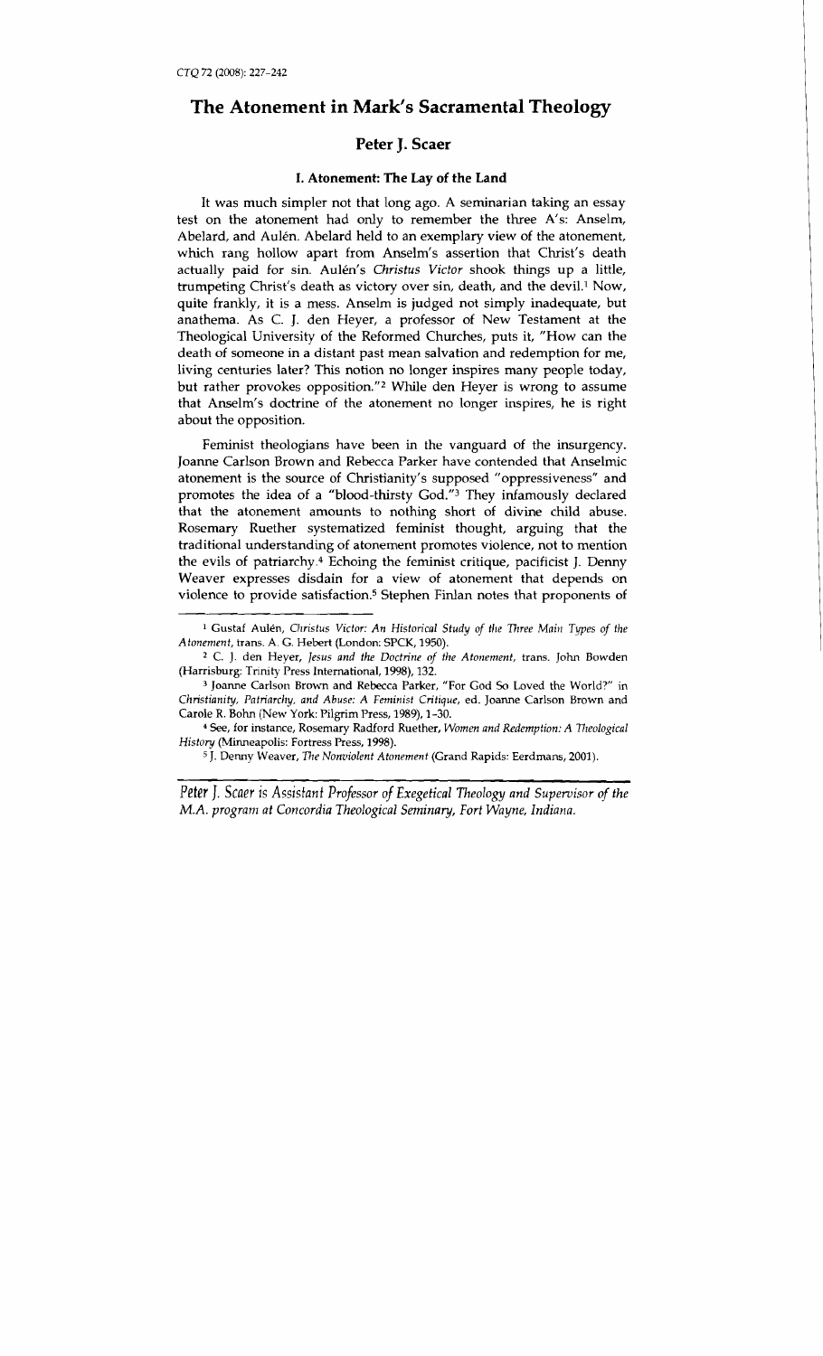# The Atonement in Mark's Sacramental Theology

## Peter J. Scaer

### I. Atonement: The Lay of the Land

It was much simpler not that long ago. A seminarian taking an essay test on the atonement had only to remember the three A's: Anselm, Abelard, and Aulén. Abelard held to an exemplary view of the atonement, which rang hollow apart from Anselm's assertion that Christ's death actually paid for sin. Aulén's *Christus Victor* shook things up a little, trumpeting Christ's death as victory over sin, death, and the devil.[1] Now, quite frankly, it is a mess. Anselm is judged not simply inadequate, but anathema. As C. J. den Heyer, a professor of New Testament at the Theological University of the Reformed Churches, puts it, "How can the death of someone in a distant past mean salvation and redemption for me, living centuries later? This notion no longer inspires many people today, but rather provokes opposition."[2] While den Heyer is wrong to assume that Anselm's doctrine of the atonement no longer inspires, he is right about the opposition.

Feminist theologians have been in the vanguard of the insurgency. Joanne Carlson Brown and Rebecca Parker have contended that Anselmic atonement is the source of Christianity's supposed "oppressiveness" and promotes the idea of a "blood-thirsty God."[3] They infamously declared that the atonement amounts to nothing short of divine child abuse. Rosemary Ruether systematized feminist thought, arguing that the traditional understanding of atonement promotes violence, not to mention the evils of patriarchy.[4] Echoing the feminist critique, pacificist J. Denny Weaver expresses disdain for a view of atonement that depends on violence to provide satisfaction.[5] Stephen Finlan notes that proponents of

---

[1] Gustaf Aulén, *Christus Victor: An Historical Study of the Three Main Types of the Atonement*, trans. A. G. Hebert (London: SPCK, 1950).

[2] C. J. den Heyer, *Jesus and the Doctrine of the Atonement*, trans. John Bowden (Harrisburg: Trinity Press International, 1998), 132.

[3] Joanne Carlson Brown and Rebecca Parker, "For God So Loved the World?" in *Christianity, Patriarchy, and Abuse: A Feminist Critique*, ed. Joanne Carlson Brown and Carole R. Bohn (New York: Pilgrim Press, 1989), 1–30.

[4] See, for instance, Rosemary Radford Ruether, *Women and Redemption: A Theological History* (Minneapolis: Fortress Press, 1998).

[5] J. Denny Weaver, *The Nonviolent Atonement* (Grand Rapids: Eerdmans, 2001).

*Peter J. Scaer is Assistant Professor of Exegetical Theology and Supervisor of the M.A. program at Concordia Theological Seminary, Fort Wayne, Indiana.*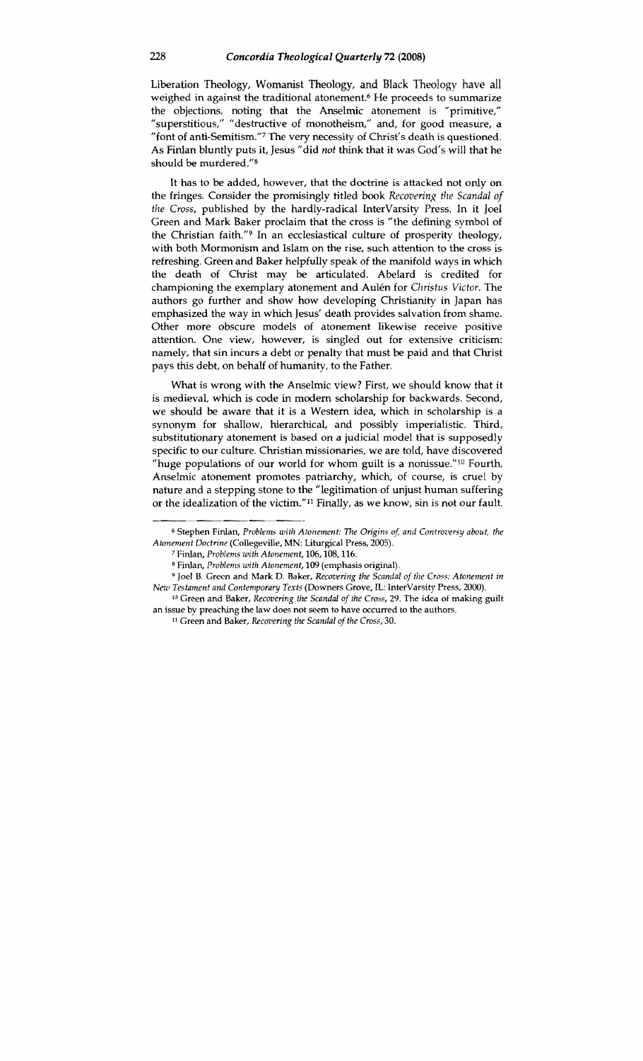Liberation Theology, Womanist Theology, and Black Theology have all weighed in against the traditional atonement.[6] He proceeds to summarize the objections, noting that the Anselmic atonement is "primitive," "superstitious," "destructive of monotheism," and, for good measure, a "font of anti-Semitism."[7] The very necessity of Christ's death is questioned. As Finlan bluntly puts it, Jesus "did *not* think that it was God's will that he should be murdered."[8]

It has to be added, however, that the doctrine is attacked not only on the fringes. Consider the promisingly titled book *Recovering the Scandal of the Cross*, published by the hardly-radical InterVarsity Press. In it Joel Green and Mark Baker proclaim that the cross is "the defining symbol of the Christian faith."[9] In an ecclesiastical culture of prosperity theology, with both Mormonism and Islam on the rise, such attention to the cross is refreshing. Green and Baker helpfully speak of the manifold ways in which the death of Christ may be articulated. Abelard is credited for championing the exemplary atonement and Aulén for *Christus Victor*. The authors go further and show how developing Christianity in Japan has emphasized the way in which Jesus' death provides salvation from shame. Other more obscure models of atonement likewise receive positive attention. One view, however, is singled out for extensive criticism: namely, that sin incurs a debt or penalty that must be paid and that Christ pays this debt, on behalf of humanity, to the Father.

What is wrong with the Anselmic view? First, we should know that it is medieval, which is code in modern scholarship for backwards. Second, we should be aware that it is a Western idea, which in scholarship is a synonym for shallow, hierarchical, and possibly imperialistic. Third, substitutionary atonement is based on a judicial model that is supposedly specific to our culture. Christian missionaries, we are told, have discovered "huge populations of our world for whom guilt is a nonissue."[10] Fourth, Anselmic atonement promotes patriarchy, which, of course, is cruel by nature and a stepping stone to the "legitimation of unjust human suffering or the idealization of the victim."[11] Finally, as we know, sin is not our fault.

---

[6] Stephen Finlan, *Problems with Atonement: The Origins of, and Controversy about, the Atonement Doctrine* (Collegeville, MN: Liturgical Press, 2005).

[7] Finlan, *Problems with Atonement*, 106, 108, 116.

[8] Finlan, *Problems with Atonement*, 109 (emphasis original).

[9] Joel B. Green and Mark D. Baker, *Recovering the Scandal of the Cross: Atonement in New Testament and Contemporary Texts* (Downers Grove, IL: InterVarsity Press, 2000).

[10] Green and Baker, *Recovering the Scandal of the Cross*, 29. The idea of making guilt an issue by preaching the law does not seem to have occurred to the authors.

[11] Green and Baker, *Recovering the Scandal of the Cross*, 30.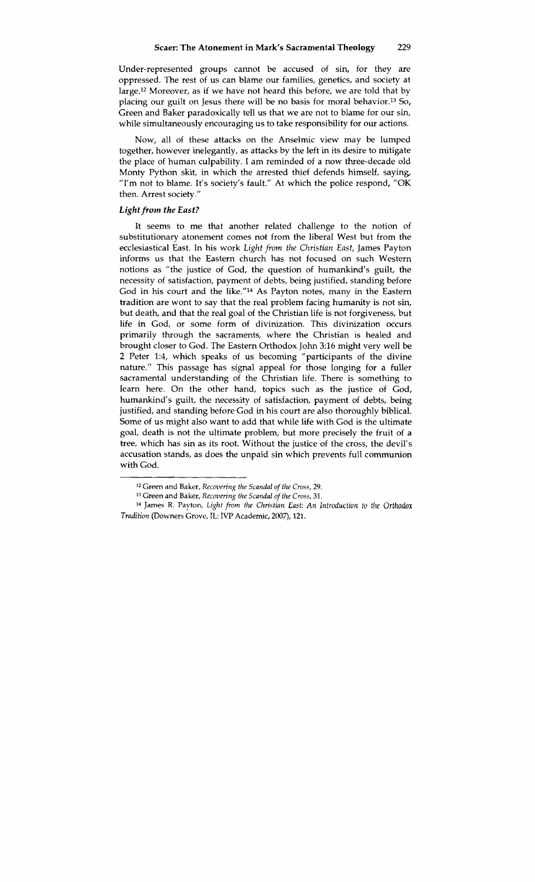Under-represented groups cannot be accused of sin, for they are oppressed. The rest of us can blame our families, genetics, and society at large.[12] Moreover, as if we have not heard this before, we are told that by placing our guilt on Jesus there will be no basis for moral behavior.[13] So, Green and Baker paradoxically tell us that we are not to blame for our sin, while simultaneously encouraging us to take responsibility for our actions.

Now, all of these attacks on the Anselmic view may be lumped together, however inelegantly, as attacks by the left in its desire to mitigate the place of human culpability. I am reminded of a now three-decade old Monty Python skit, in which the arrested thief defends himself, saying, "I'm not to blame. It's society's fault." At which the police respond, "OK then. Arrest society."

### *Light from the East?*

It seems to me that another related challenge to the notion of substitutionary atonement comes not from the liberal West but from the ecclesiastical East. In his work *Light from the Christian East*, James Payton informs us that the Eastern church has not focused on such Western notions as "the justice of God, the question of humankind's guilt, the necessity of satisfaction, payment of debts, being justified, standing before God in his court and the like."[14] As Payton notes, many in the Eastern tradition are wont to say that the real problem facing humanity is not sin, but death, and that the real goal of the Christian life is not forgiveness, but life in God, or some form of divinization. This divinization occurs primarily through the sacraments, where the Christian is healed and brought closer to God. The Eastern Orthodox John 3:16 might very well be 2 Peter 1:4, which speaks of us becoming "participants of the divine nature." This passage has signal appeal for those longing for a fuller sacramental understanding of the Christian life. There is something to learn here. On the other hand, topics such as the justice of God, humankind's guilt, the necessity of satisfaction, payment of debts, being justified, and standing before God in his court are also thoroughly biblical. Some of us might also want to add that while life with God is the ultimate goal, death is not the ultimate problem, but more precisely the fruit of a tree, which has sin as its root. Without the justice of the cross, the devil's accusation stands, as does the unpaid sin which prevents full communion with God.

---

[12] Green and Baker, *Recovering the Scandal of the Cross*, 29.

[13] Green and Baker, *Recovering the Scandal of the Cross*, 31.

[14] James R. Payton, *Light from the Christian East: An Introduction to the Orthodox Tradition* (Downers Grove, IL: IVP Academic, 2007), 121.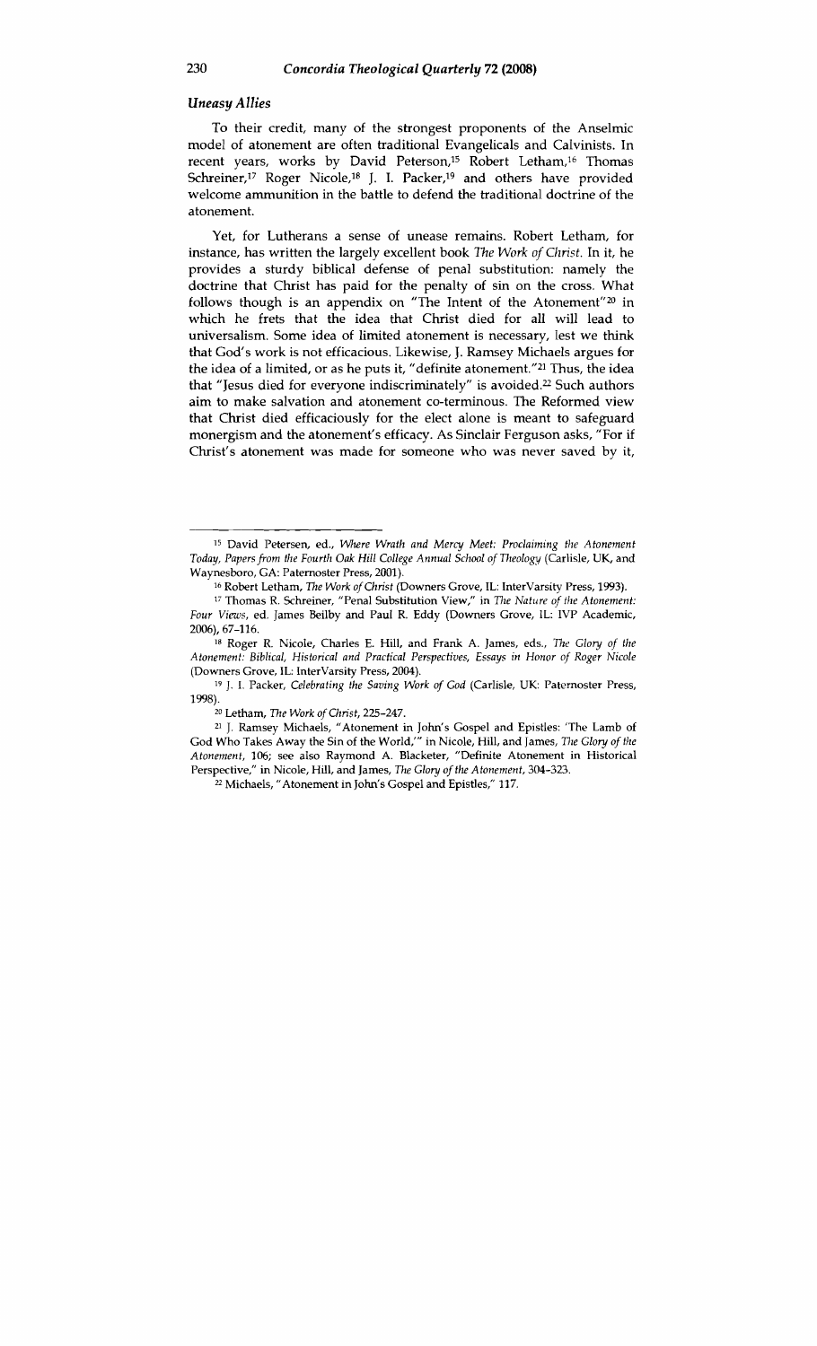### *Uneasy Allies*

To their credit, many of the strongest proponents of the Anselmic model of atonement are often traditional Evangelicals and Calvinists. In recent years, works by David Peterson,[15] Robert Letham,[16] Thomas Schreiner,[17] Roger Nicole,[18] J. I. Packer,[19] and others have provided welcome ammunition in the battle to defend the traditional doctrine of the atonement.

Yet, for Lutherans a sense of unease remains. Robert Letham, for instance, has written the largely excellent book *The Work of Christ*. In it, he provides a sturdy biblical defense of penal substitution: namely the doctrine that Christ has paid for the penalty of sin on the cross. What follows though is an appendix on "The Intent of the Atonement"[20] in which he frets that the idea that Christ died for all will lead to universalism. Some idea of limited atonement is necessary, lest we think that God's work is not efficacious. Likewise, J. Ramsey Michaels argues for the idea of a limited, or as he puts it, "definite atonement."[21] Thus, the idea that "Jesus died for everyone indiscriminately" is avoided.[22] Such authors aim to make salvation and atonement co-terminous. The Reformed view that Christ died efficaciously for the elect alone is meant to safeguard monergism and the atonement's efficacy. As Sinclair Ferguson asks, "For if Christ's atonement was made for someone who was never saved by it,

---

[15] David Petersen, ed., *Where Wrath and Mercy Meet: Proclaiming the Atonement Today, Papers from the Fourth Oak Hill College Annual School of Theology* (Carlisle, UK, and Waynesboro, GA: Paternoster Press, 2001).

[16] Robert Letham, *The Work of Christ* (Downers Grove, IL: InterVarsity Press, 1993).

[17] Thomas R. Schreiner, "Penal Substitution View," in *The Nature of the Atonement: Four Views*, ed. James Beilby and Paul R. Eddy (Downers Grove, IL: IVP Academic, 2006), 67–116.

[18] Roger R. Nicole, Charles E. Hill, and Frank A. James, eds., *The Glory of the Atonement: Biblical, Historical and Practical Perspectives, Essays in Honor of Roger Nicole* (Downers Grove, IL: InterVarsity Press, 2004).

[19] J. I. Packer, *Celebrating the Saving Work of God* (Carlisle, UK: Paternoster Press, 1998).

[20] Letham, *The Work of Christ*, 225–247.

[21] J. Ramsey Michaels, "Atonement in John's Gospel and Epistles: 'The Lamb of God Who Takes Away the Sin of the World,'" in Nicole, Hill, and James, *The Glory of the Atonement*, 106; see also Raymond A. Blacketer, "Definite Atonement in Historical Perspective," in Nicole, Hill, and James, *The Glory of the Atonement*, 304–323.

[22] Michaels, "Atonement in John's Gospel and Epistles," 117.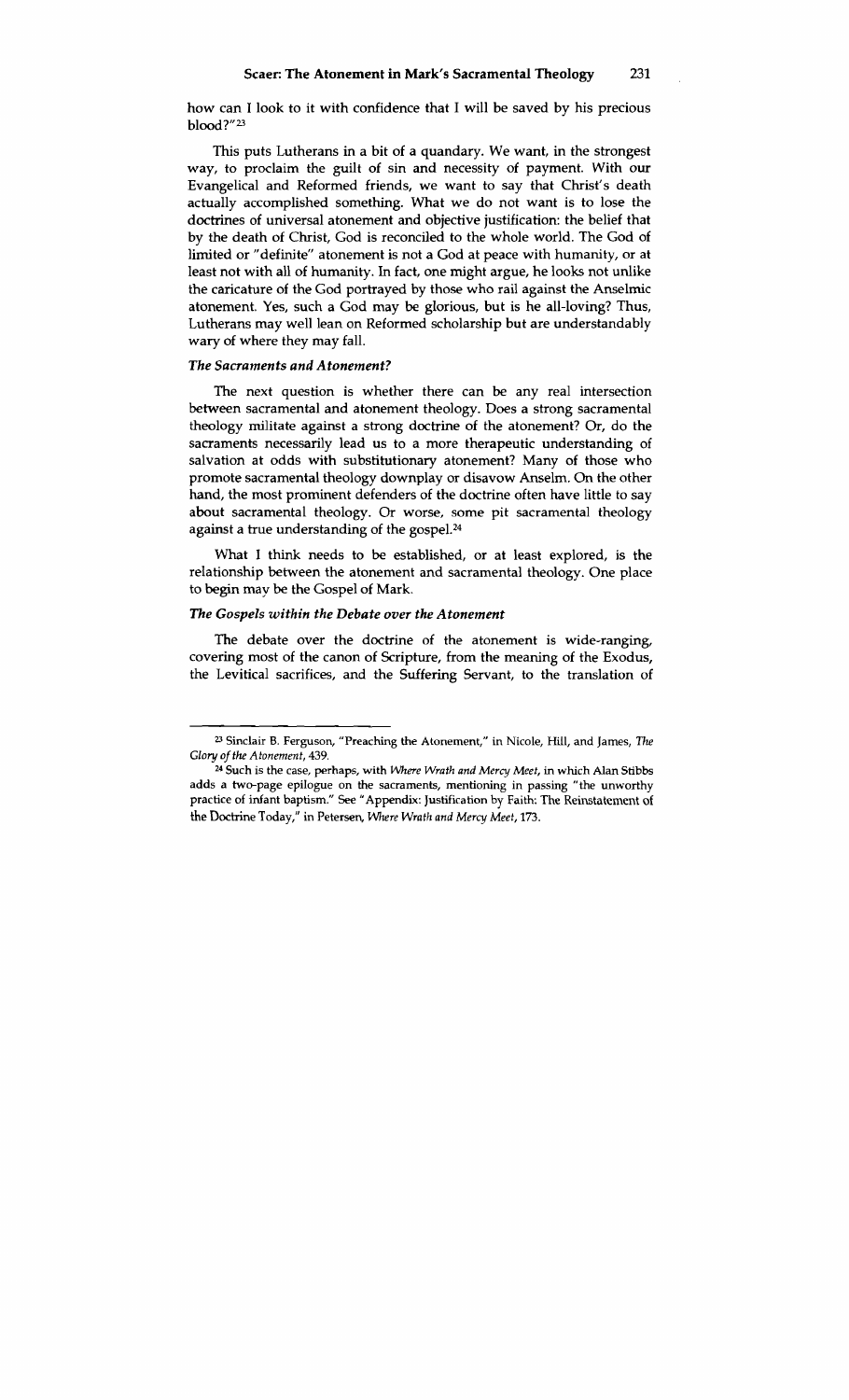how can I look to it with confidence that I will be saved by his precious blood?"[23]

This puts Lutherans in a bit of a quandary. We want, in the strongest way, to proclaim the guilt of sin and necessity of payment. With our Evangelical and Reformed friends, we want to say that Christ's death actually accomplished something. What we do not want is to lose the doctrines of universal atonement and objective justification: the belief that by the death of Christ, God is reconciled to the whole world. The God of limited or "definite" atonement is not a God at peace with humanity, or at least not with all of humanity. In fact, one might argue, he looks not unlike the caricature of the God portrayed by those who rail against the Anselmic atonement. Yes, such a God may be glorious, but is he all-loving? Thus, Lutherans may well lean on Reformed scholarship but are understandably wary of where they may fall.

### *The Sacraments and Atonement?*

The next question is whether there can be any real intersection between sacramental and atonement theology. Does a strong sacramental theology militate against a strong doctrine of the atonement? Or, do the sacraments necessarily lead us to a more therapeutic understanding of salvation at odds with substitutionary atonement? Many of those who promote sacramental theology downplay or disavow Anselm. On the other hand, the most prominent defenders of the doctrine often have little to say about sacramental theology. Or worse, some pit sacramental theology against a true understanding of the gospel.[24]

What I think needs to be established, or at least explored, is the relationship between the atonement and sacramental theology. One place to begin may be the Gospel of Mark.

### *The Gospels within the Debate over the Atonement*

The debate over the doctrine of the atonement is wide-ranging, covering most of the canon of Scripture, from the meaning of the Exodus, the Levitical sacrifices, and the Suffering Servant, to the translation of

---

[23] Sinclair B. Ferguson, "Preaching the Atonement," in Nicole, Hill, and James, *The Glory of the Atonement*, 439.

[24] Such is the case, perhaps, with *Where Wrath and Mercy Meet*, in which Alan Stibbs adds a two-page epilogue on the sacraments, mentioning in passing "the unworthy practice of infant baptism." See "Appendix: Justification by Faith: The Reinstatement of the Doctrine Today," in Petersen, *Where Wrath and Mercy Meet*, 173.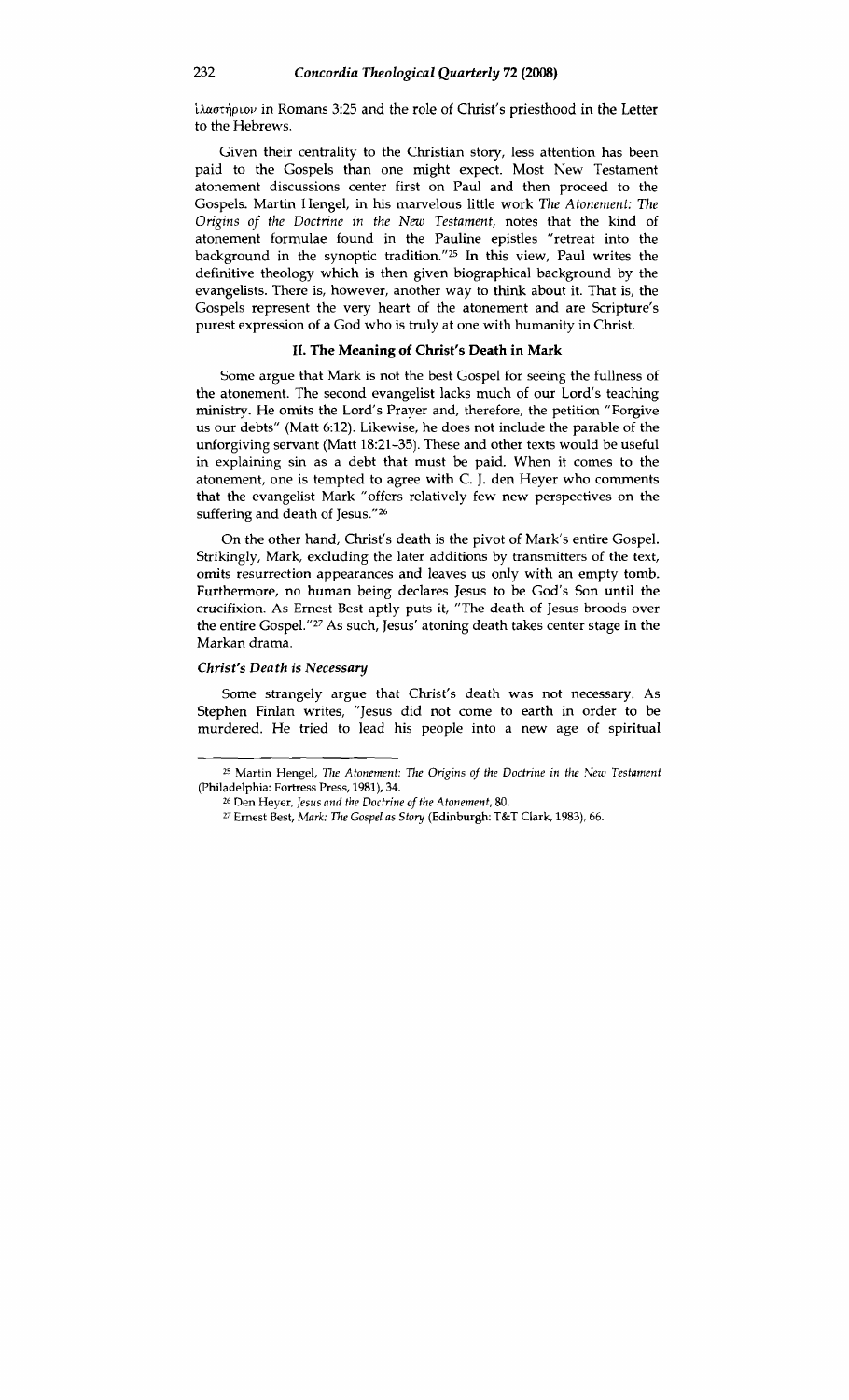ἱλαστήριον in Romans 3:25 and the role of Christ's priesthood in the Letter to the Hebrews.

Given their centrality to the Christian story, less attention has been paid to the Gospels than one might expect. Most New Testament atonement discussions center first on Paul and then proceed to the Gospels. Martin Hengel, in his marvelous little work *The Atonement: The Origins of the Doctrine in the New Testament*, notes that the kind of atonement formulae found in the Pauline epistles "retreat into the background in the synoptic tradition."[25] In this view, Paul writes the definitive theology which is then given biographical background by the evangelists. There is, however, another way to think about it. That is, the Gospels represent the very heart of the atonement and are Scripture's purest expression of a God who is truly at one with humanity in Christ.

## II. The Meaning of Christ's Death in Mark

Some argue that Mark is not the best Gospel for seeing the fullness of the atonement. The second evangelist lacks much of our Lord's teaching ministry. He omits the Lord's Prayer and, therefore, the petition "Forgive us our debts" (Matt 6:12). Likewise, he does not include the parable of the unforgiving servant (Matt 18:21–35). These and other texts would be useful in explaining sin as a debt that must be paid. When it comes to the atonement, one is tempted to agree with C. J. den Heyer who comments that the evangelist Mark "offers relatively few new perspectives on the suffering and death of Jesus."[26]

On the other hand, Christ's death is the pivot of Mark's entire Gospel. Strikingly, Mark, excluding the later additions by transmitters of the text, omits resurrection appearances and leaves us only with an empty tomb. Furthermore, no human being declares Jesus to be God's Son until the crucifixion. As Ernest Best aptly puts it, "The death of Jesus broods over the entire Gospel."[27] As such, Jesus' atoning death takes center stage in the Markan drama.

### *Christ's Death is Necessary*

Some strangely argue that Christ's death was not necessary. As Stephen Finlan writes, "Jesus did not come to earth in order to be murdered. He tried to lead his people into a new age of spiritual

---

[25] Martin Hengel, *The Atonement: The Origins of the Doctrine in the New Testament* (Philadelphia: Fortress Press, 1981), 34.

[26] Den Heyer, *Jesus and the Doctrine of the Atonement*, 80.

[27] Ernest Best, *Mark: The Gospel as Story* (Edinburgh: T&T Clark, 1983), 66.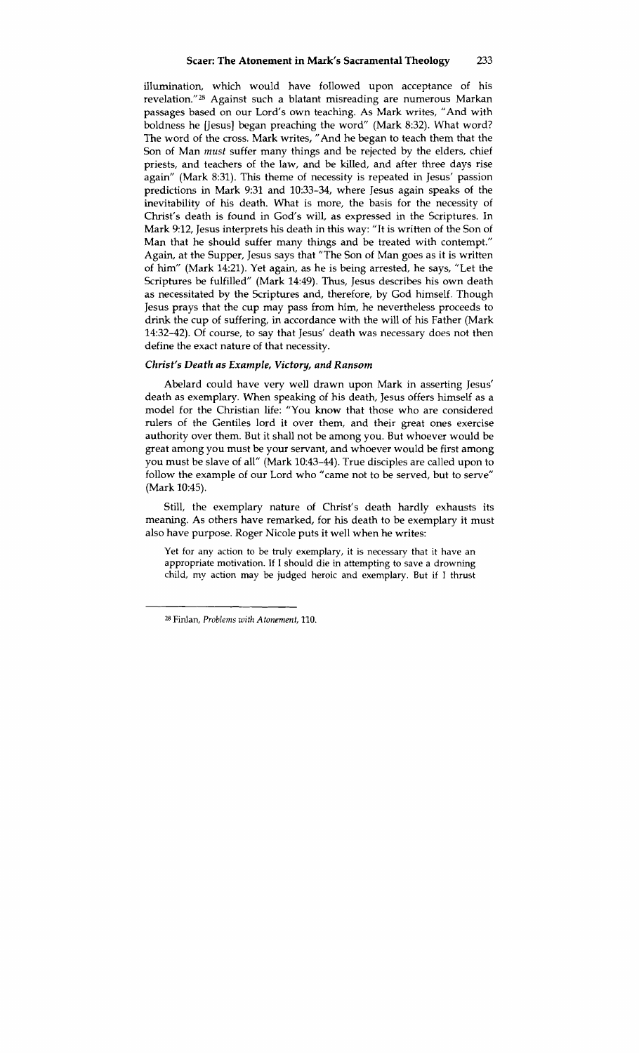illumination, which would have followed upon acceptance of his revelation."[28] Against such a blatant misreading are numerous Markan passages based on our Lord's own teaching. As Mark writes, "And with boldness he [Jesus] began preaching the word" (Mark 8:32). What word? The word of the cross. Mark writes, "And he began to teach them that the Son of Man *must* suffer many things and be rejected by the elders, chief priests, and teachers of the law, and be killed, and after three days rise again" (Mark 8:31). This theme of necessity is repeated in Jesus' passion predictions in Mark 9:31 and 10:33–34, where Jesus again speaks of the inevitability of his death. What is more, the basis for the necessity of Christ's death is found in God's will, as expressed in the Scriptures. In Mark 9:12, Jesus interprets his death in this way: "It is written of the Son of Man that he should suffer many things and be treated with contempt." Again, at the Supper, Jesus says that "The Son of Man goes as it is written of him" (Mark 14:21). Yet again, as he is being arrested, he says, "Let the Scriptures be fulfilled" (Mark 14:49). Thus, Jesus describes his own death as necessitated by the Scriptures and, therefore, by God himself. Though Jesus prays that the cup may pass from him, he nevertheless proceeds to drink the cup of suffering, in accordance with the will of his Father (Mark 14:32–42). Of course, to say that Jesus' death was necessary does not then define the exact nature of that necessity.

### *Christ's Death as Example, Victory, and Ransom*

Abelard could have very well drawn upon Mark in asserting Jesus' death as exemplary. When speaking of his death, Jesus offers himself as a model for the Christian life: "You know that those who are considered rulers of the Gentiles lord it over them, and their great ones exercise authority over them. But it shall not be among you. But whoever would be great among you must be your servant, and whoever would be first among you must be slave of all" (Mark 10:43–44). True disciples are called upon to follow the example of our Lord who "came not to be served, but to serve" (Mark 10:45).

Still, the exemplary nature of Christ's death hardly exhausts its meaning. As others have remarked, for his death to be exemplary it must also have purpose. Roger Nicole puts it well when he writes:

> Yet for any action to be truly exemplary, it is necessary that it have an appropriate motivation. If I should die in attempting to save a drowning child, my action may be judged heroic and exemplary. But if I thrust

[28] Finlan, *Problems with Atonement*, 110.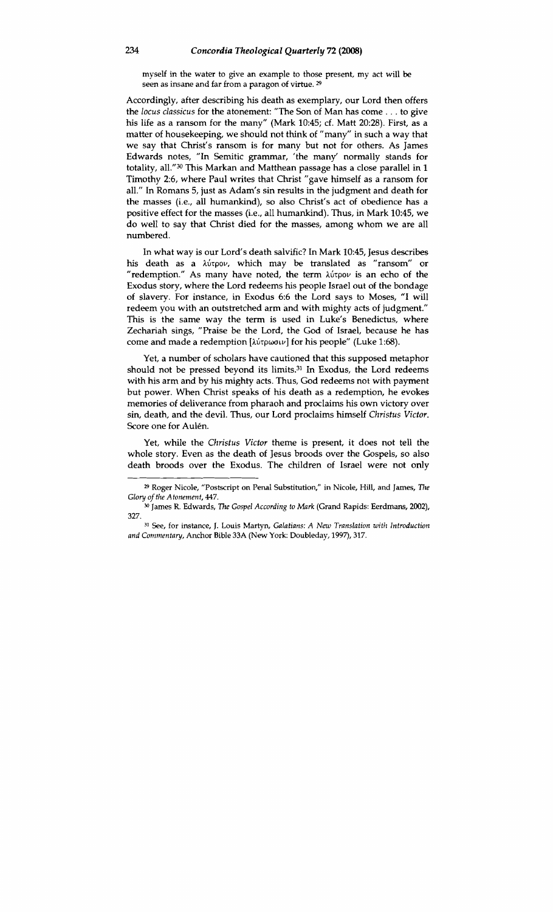myself in the water to give an example to those present, my act will be seen as insane and far from a paragon of virtue.[29]

Accordingly, after describing his death as exemplary, our Lord then offers the *locus classicus* for the atonement: "The Son of Man has come . . . to give his life as a ransom for the many" (Mark 10:45; cf. Matt 20:28). First, as a matter of housekeeping, we should not think of "many" in such a way that we say that Christ's ransom is for many but not for others. As James Edwards notes, "In Semitic grammar, 'the many' normally stands for totality, all."[30] This Markan and Matthean passage has a close parallel in 1 Timothy 2:6, where Paul writes that Christ "gave himself as a ransom for all." In Romans 5, just as Adam's sin results in the judgment and death for the masses (i.e., all humankind), so also Christ's act of obedience has a positive effect for the masses (i.e., all humankind). Thus, in Mark 10:45, we do well to say that Christ died for the masses, among whom we are all numbered.

In what way is our Lord's death salvific? In Mark 10:45, Jesus describes his death as a λύτρον, which may be translated as "ransom" or "redemption." As many have noted, the term λύτρον is an echo of the Exodus story, where the Lord redeems his people Israel out of the bondage of slavery. For instance, in Exodus 6:6 the Lord says to Moses, "I will redeem you with an outstretched arm and with mighty acts of judgment." This is the same way the term is used in Luke's Benedictus, where Zechariah sings, "Praise be the Lord, the God of Israel, because he has come and made a redemption [λύτρωσιν] for his people" (Luke 1:68).

Yet, a number of scholars have cautioned that this supposed metaphor should not be pressed beyond its limits.[31] In Exodus, the Lord redeems with his arm and by his mighty acts. Thus, God redeems not with payment but power. When Christ speaks of his death as a redemption, he evokes memories of deliverance from pharaoh and proclaims his own victory over sin, death, and the devil. Thus, our Lord proclaims himself *Christus Victor*. Score one for Aulén.

Yet, while the *Christus Victor* theme is present, it does not tell the whole story. Even as the death of Jesus broods over the Gospels, so also death broods over the Exodus. The children of Israel were not only

---

[29] Roger Nicole, "Postscript on Penal Substitution," in Nicole, Hill, and James, *The Glory of the Atonement*, 447.

[30] James R. Edwards, *The Gospel According to Mark* (Grand Rapids: Eerdmans, 2002), 327.

[31] See, for instance, J. Louis Martyn, *Galatians: A New Translation with Introduction and Commentary*, Anchor Bible 33A (New York: Doubleday, 1997), 317.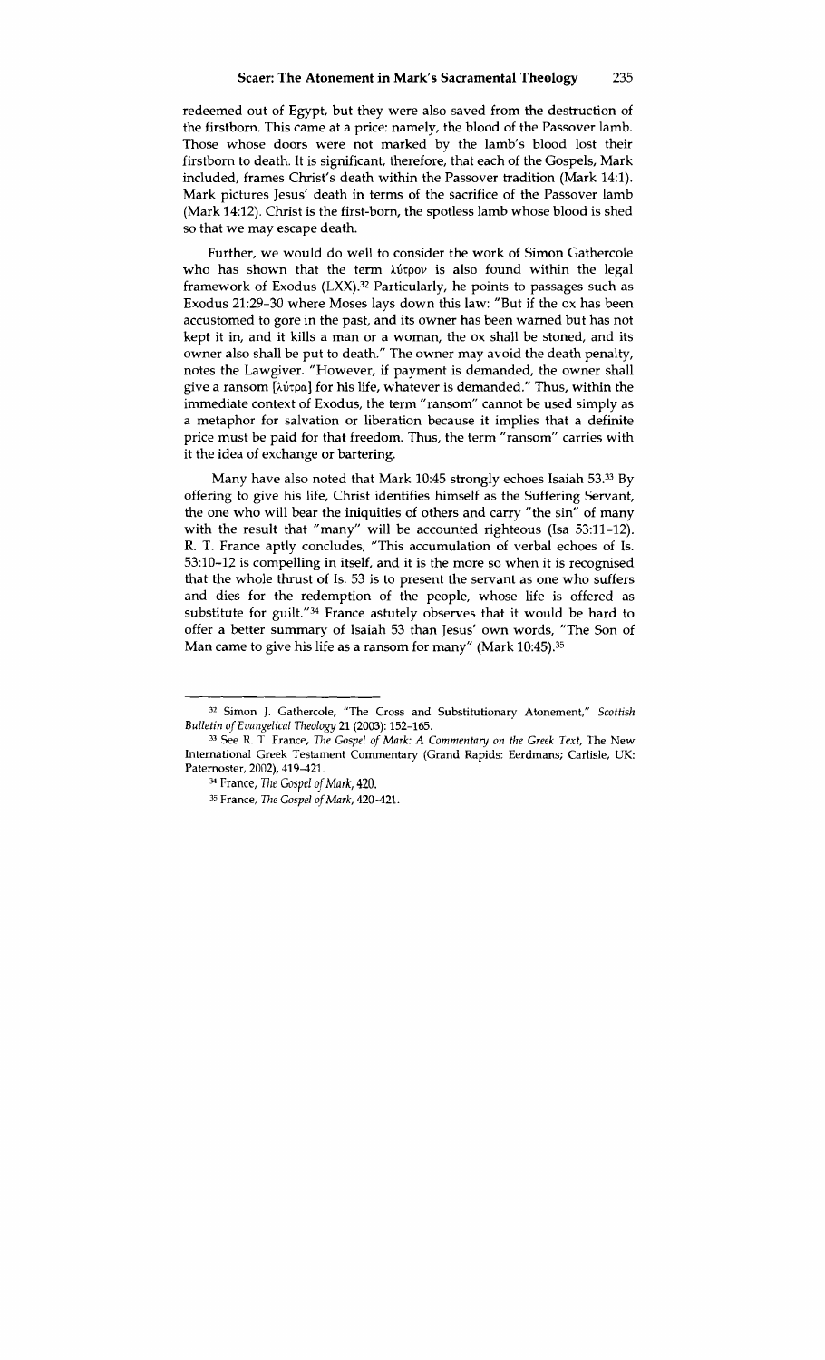redeemed out of Egypt, but they were also saved from the destruction of the firstborn. This came at a price: namely, the blood of the Passover lamb. Those whose doors were not marked by the lamb's blood lost their firstborn to death. It is significant, therefore, that each of the Gospels, Mark included, frames Christ's death within the Passover tradition (Mark 14:1). Mark pictures Jesus' death in terms of the sacrifice of the Passover lamb (Mark 14:12). Christ is the first-born, the spotless lamb whose blood is shed so that we may escape death.

Further, we would do well to consider the work of Simon Gathercole who has shown that the term λύτρον is also found within the legal framework of Exodus (LXX).[32] Particularly, he points to passages such as Exodus 21:29–30 where Moses lays down this law: "But if the ox has been accustomed to gore in the past, and its owner has been warned but has not kept it in, and it kills a man or a woman, the ox shall be stoned, and its owner also shall be put to death." The owner may avoid the death penalty, notes the Lawgiver. "However, if payment is demanded, the owner shall give a ransom [λύτρα] for his life, whatever is demanded." Thus, within the immediate context of Exodus, the term "ransom" cannot be used simply as a metaphor for salvation or liberation because it implies that a definite price must be paid for that freedom. Thus, the term "ransom" carries with it the idea of exchange or bartering.

Many have also noted that Mark 10:45 strongly echoes Isaiah 53.[33] By offering to give his life, Christ identifies himself as the Suffering Servant, the one who will bear the iniquities of others and carry "the sin" of many with the result that "many" will be accounted righteous (Isa 53:11–12). R. T. France aptly concludes, "This accumulation of verbal echoes of Is. 53:10–12 is compelling in itself, and it is the more so when it is recognised that the whole thrust of Is. 53 is to present the servant as one who suffers and dies for the redemption of the people, whose life is offered as substitute for guilt."[34] France astutely observes that it would be hard to offer a better summary of Isaiah 53 than Jesus' own words, "The Son of Man came to give his life as a ransom for many" (Mark 10:45).[35]

---

[32] Simon J. Gathercole, "The Cross and Substitutionary Atonement," *Scottish Bulletin of Evangelical Theology* 21 (2003): 152–165.

[33] See R. T. France, *The Gospel of Mark: A Commentary on the Greek Text*, The New International Greek Testament Commentary (Grand Rapids: Eerdmans; Carlisle, UK: Paternoster, 2002), 419–421.

[34] France, *The Gospel of Mark*, 420.

[35] France, *The Gospel of Mark*, 420–421.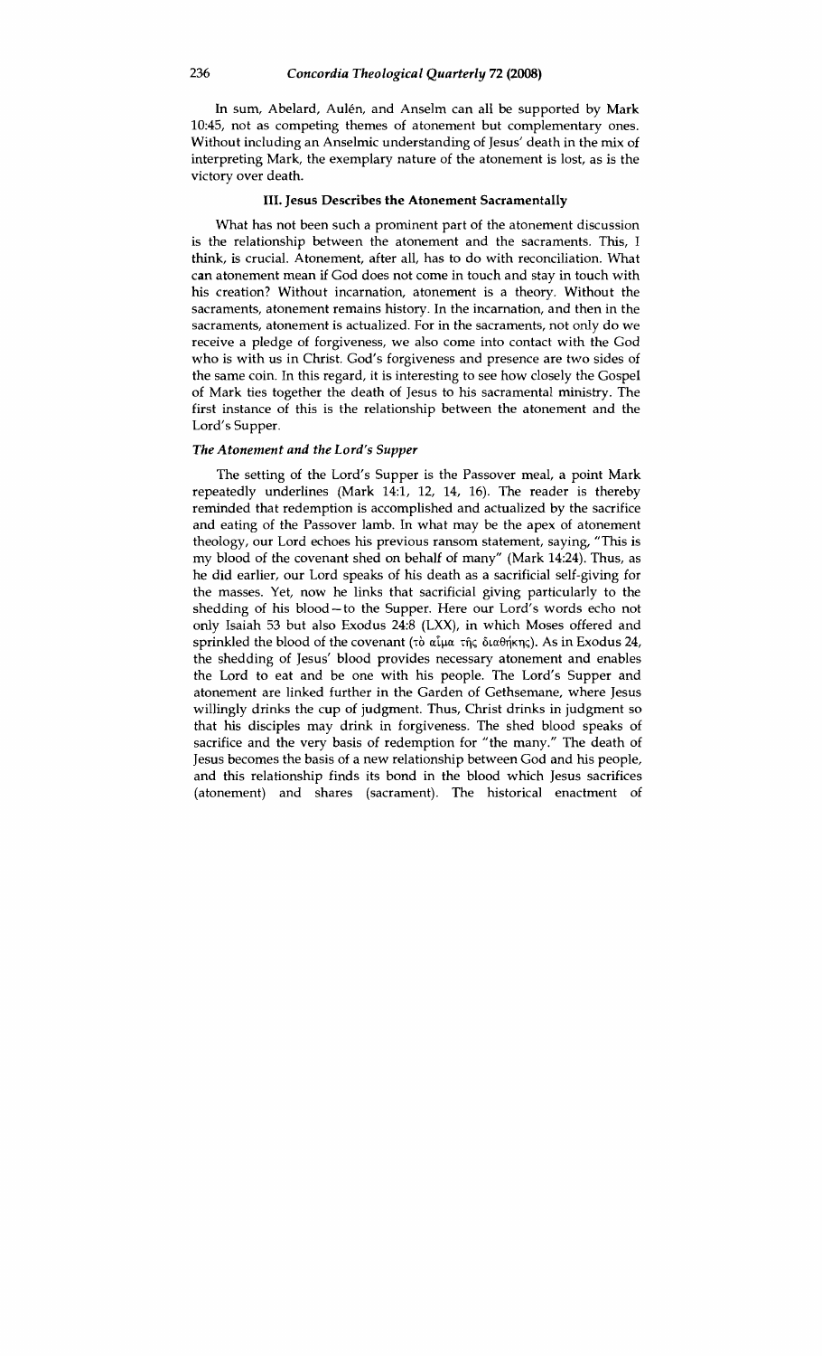In sum, Abelard, Aulén, and Anselm can all be supported by Mark 10:45, not as competing themes of atonement but complementary ones. Without including an Anselmic understanding of Jesus' death in the mix of interpreting Mark, the exemplary nature of the atonement is lost, as is the victory over death.

### III. Jesus Describes the Atonement Sacramentally

What has not been such a prominent part of the atonement discussion is the relationship between the atonement and the sacraments. This, I think, is crucial. Atonement, after all, has to do with reconciliation. What can atonement mean if God does not come in touch and stay in touch with his creation? Without incarnation, atonement is a theory. Without the sacraments, atonement remains history. In the incarnation, and then in the sacraments, atonement is actualized. For in the sacraments, not only do we receive a pledge of forgiveness, we also come into contact with the God who is with us in Christ. God's forgiveness and presence are two sides of the same coin. In this regard, it is interesting to see how closely the Gospel of Mark ties together the death of Jesus to his sacramental ministry. The first instance of this is the relationship between the atonement and the Lord's Supper.

#### *The Atonement and the Lord's Supper*

The setting of the Lord's Supper is the Passover meal, a point Mark repeatedly underlines (Mark 14:1, 12, 14, 16). The reader is thereby reminded that redemption is accomplished and actualized by the sacrifice and eating of the Passover lamb. In what may be the apex of atonement theology, our Lord echoes his previous ransom statement, saying, "This is my blood of the covenant shed on behalf of many" (Mark 14:24). Thus, as he did earlier, our Lord speaks of his death as a sacrificial self-giving for the masses. Yet, now he links that sacrificial giving particularly to the shedding of his blood—to the Supper. Here our Lord's words echo not only Isaiah 53 but also Exodus 24:8 (LXX), in which Moses offered and sprinkled the blood of the covenant (τὸ αἷμα τῆς διαθήκης). As in Exodus 24, the shedding of Jesus' blood provides necessary atonement and enables the Lord to eat and be one with his people. The Lord's Supper and atonement are linked further in the Garden of Gethsemane, where Jesus willingly drinks the cup of judgment. Thus, Christ drinks in judgment so that his disciples may drink in forgiveness. The shed blood speaks of sacrifice and the very basis of redemption for "the many." The death of Jesus becomes the basis of a new relationship between God and his people, and this relationship finds its bond in the blood which Jesus sacrifices (atonement) and shares (sacrament). The historical enactment of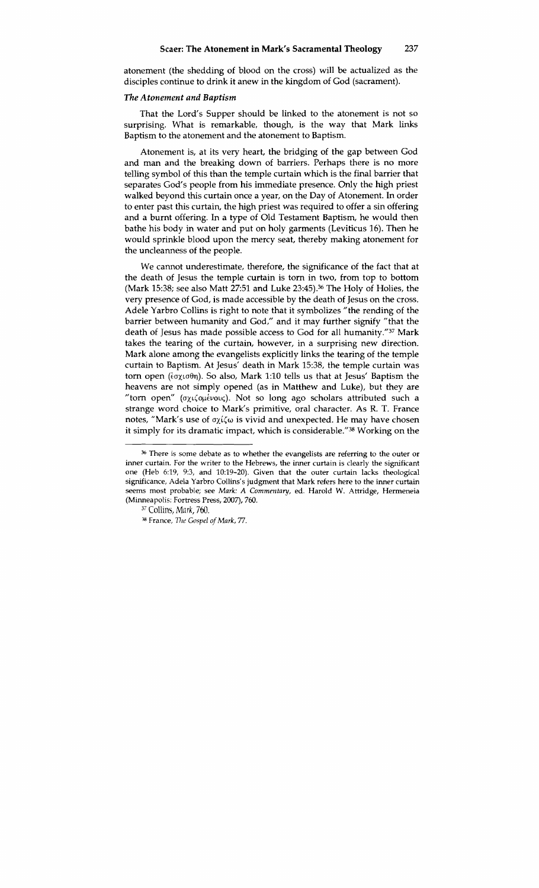atonement (the shedding of blood on the cross) will be actualized as the disciples continue to drink it anew in the kingdom of God (sacrament).

### *The Atonement and Baptism*

That the Lord's Supper should be linked to the atonement is not so surprising. What is remarkable, though, is the way that Mark links Baptism to the atonement and the atonement to Baptism.

Atonement is, at its very heart, the bridging of the gap between God and man and the breaking down of barriers. Perhaps there is no more telling symbol of this than the temple curtain which is the final barrier that separates God's people from his immediate presence. Only the high priest walked beyond this curtain once a year, on the Day of Atonement. In order to enter past this curtain, the high priest was required to offer a sin offering and a burnt offering. In a type of Old Testament Baptism, he would then bathe his body in water and put on holy garments (Leviticus 16). Then he would sprinkle blood upon the mercy seat, thereby making atonement for the uncleanness of the people.

We cannot underestimate, therefore, the significance of the fact that at the death of Jesus the temple curtain is torn in two, from top to bottom (Mark 15:38; see also Matt 27:51 and Luke 23:45).[36] The Holy of Holies, the very presence of God, is made accessible by the death of Jesus on the cross. Adele Yarbro Collins is right to note that it symbolizes "the rending of the barrier between humanity and God," and it may further signify "that the death of Jesus has made possible access to God for all humanity."[37] Mark takes the tearing of the curtain, however, in a surprising new direction. Mark alone among the evangelists explicitly links the tearing of the temple curtain to Baptism. At Jesus' death in Mark 15:38, the temple curtain was torn open (ἐσχίσθη). So also, Mark 1:10 tells us that at Jesus' Baptism the heavens are not simply opened (as in Matthew and Luke), but they are "torn open" (σχιζομένους). Not so long ago scholars attributed such a strange word choice to Mark's primitive, oral character. As R. T. France notes, "Mark's use of σχίζω is vivid and unexpected. He may have chosen it simply for its dramatic impact, which is considerable."[38] Working on the

---

[36] There is some debate as to whether the evangelists are referring to the outer or inner curtain. For the writer to the Hebrews, the inner curtain is clearly the significant one (Heb 6:19, 9:3, and 10:19-20). Given that the outer curtain lacks theological significance, Adela Yarbro Collins's judgment that Mark refers here to the inner curtain seems most probable; see *Mark: A Commentary*, ed. Harold W. Attridge, Hermeneia (Minneapolis: Fortress Press, 2007), 760.

[37] Collins, *Mark*, 760.

[38] France, *The Gospel of Mark*, 77.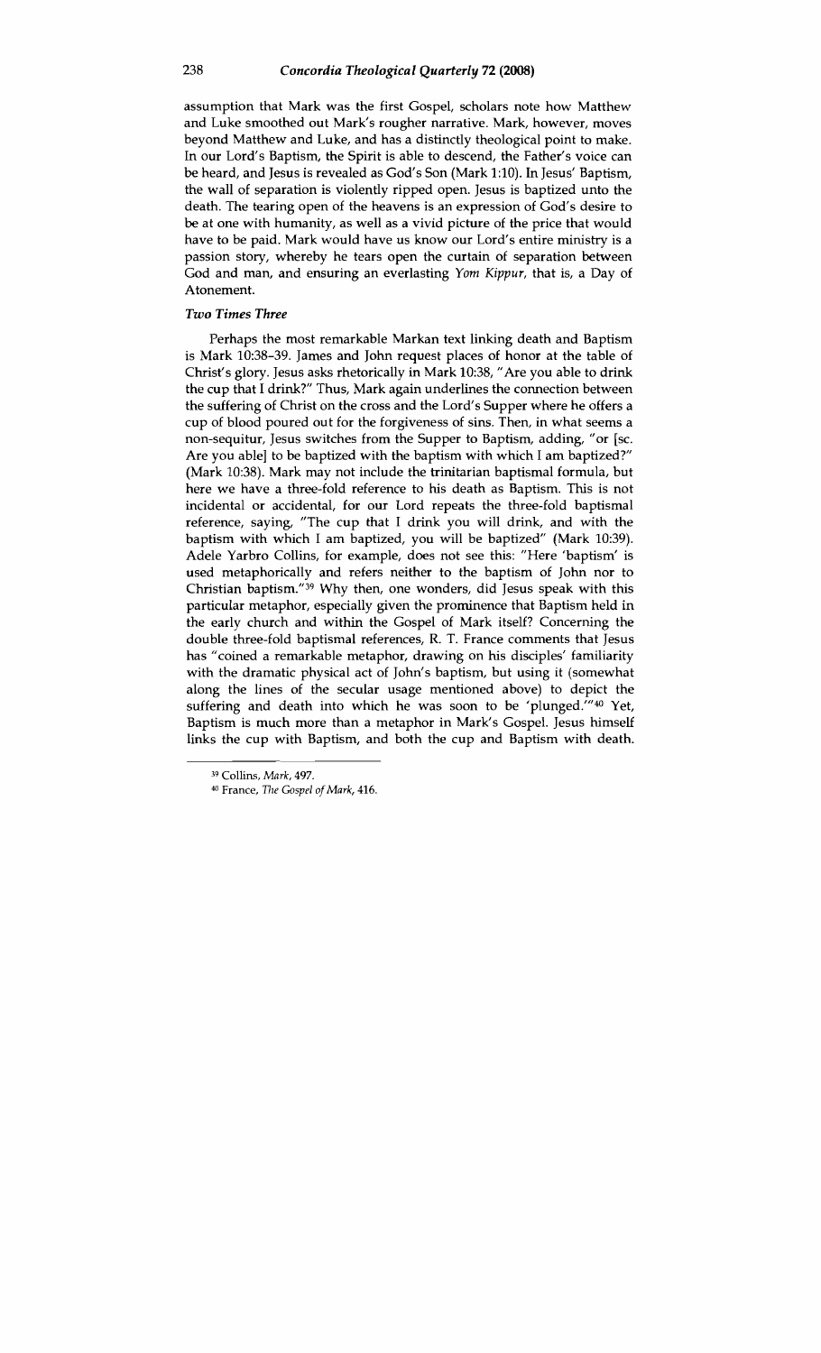assumption that Mark was the first Gospel, scholars note how Matthew and Luke smoothed out Mark's rougher narrative. Mark, however, moves beyond Matthew and Luke, and has a distinctly theological point to make. In our Lord's Baptism, the Spirit is able to descend, the Father's voice can be heard, and Jesus is revealed as God's Son (Mark 1:10). In Jesus' Baptism, the wall of separation is violently ripped open. Jesus is baptized unto the death. The tearing open of the heavens is an expression of God's desire to be at one with humanity, as well as a vivid picture of the price that would have to be paid. Mark would have us know our Lord's entire ministry is a passion story, whereby he tears open the curtain of separation between God and man, and ensuring an everlasting *Yom Kippur*, that is, a Day of Atonement.

### *Two Times Three*

Perhaps the most remarkable Markan text linking death and Baptism is Mark 10:38–39. James and John request places of honor at the table of Christ's glory. Jesus asks rhetorically in Mark 10:38, "Are you able to drink the cup that I drink?" Thus, Mark again underlines the connection between the suffering of Christ on the cross and the Lord's Supper where he offers a cup of blood poured out for the forgiveness of sins. Then, in what seems a non-sequitur, Jesus switches from the Supper to Baptism, adding, "or [sc. Are you able] to be baptized with the baptism with which I am baptized?" (Mark 10:38). Mark may not include the trinitarian baptismal formula, but here we have a three-fold reference to his death as Baptism. This is not incidental or accidental, for our Lord repeats the three-fold baptismal reference, saying, "The cup that I drink you will drink, and with the baptism with which I am baptized, you will be baptized" (Mark 10:39). Adele Yarbro Collins, for example, does not see this: "Here 'baptism' is used metaphorically and refers neither to the baptism of John nor to Christian baptism."[39] Why then, one wonders, did Jesus speak with this particular metaphor, especially given the prominence that Baptism held in the early church and within the Gospel of Mark itself? Concerning the double three-fold baptismal references, R. T. France comments that Jesus has "coined a remarkable metaphor, drawing on his disciples' familiarity with the dramatic physical act of John's baptism, but using it (somewhat along the lines of the secular usage mentioned above) to depict the suffering and death into which he was soon to be 'plunged.'"[40] Yet, Baptism is much more than a metaphor in Mark's Gospel. Jesus himself links the cup with Baptism, and both the cup and Baptism with death.

---

[39] Collins, *Mark*, 497.

[40] France, *The Gospel of Mark*, 416.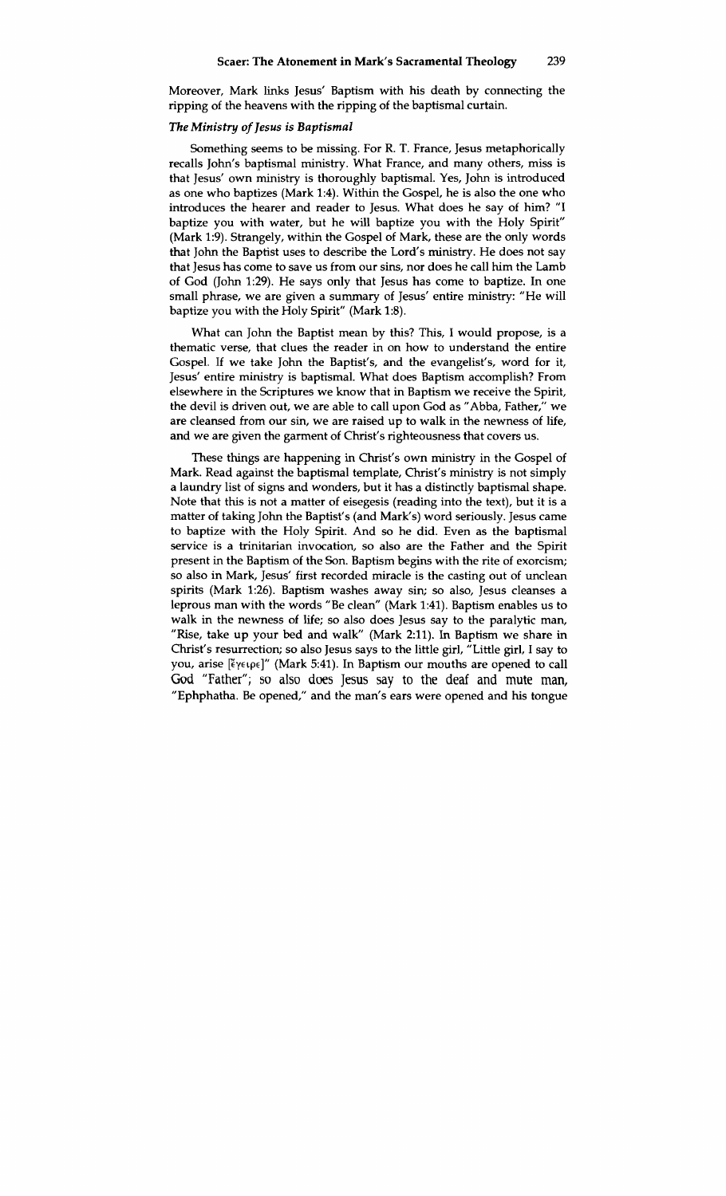Moreover, Mark links Jesus' Baptism with his death by connecting the ripping of the heavens with the ripping of the baptismal curtain.

### *The Ministry of Jesus is Baptismal*

Something seems to be missing. For R. T. France, Jesus metaphorically recalls John's baptismal ministry. What France, and many others, miss is that Jesus' own ministry is thoroughly baptismal. Yes, John is introduced as one who baptizes (Mark 1:4). Within the Gospel, he is also the one who introduces the hearer and reader to Jesus. What does he say of him? "I baptize you with water, but he will baptize you with the Holy Spirit" (Mark 1:9). Strangely, within the Gospel of Mark, these are the only words that John the Baptist uses to describe the Lord's ministry. He does not say that Jesus has come to save us from our sins, nor does he call him the Lamb of God (John 1:29). He says only that Jesus has come to baptize. In one small phrase, we are given a summary of Jesus' entire ministry: "He will baptize you with the Holy Spirit" (Mark 1:8).

What can John the Baptist mean by this? This, I would propose, is a thematic verse, that clues the reader in on how to understand the entire Gospel. If we take John the Baptist's, and the evangelist's, word for it, Jesus' entire ministry is baptismal. What does Baptism accomplish? From elsewhere in the Scriptures we know that in Baptism we receive the Spirit, the devil is driven out, we are able to call upon God as "Abba, Father," we are cleansed from our sin, we are raised up to walk in the newness of life, and we are given the garment of Christ's righteousness that covers us.

These things are happening in Christ's own ministry in the Gospel of Mark. Read against the baptismal template, Christ's ministry is not simply a laundry list of signs and wonders, but it has a distinctly baptismal shape. Note that this is not a matter of eisegesis (reading into the text), but it is a matter of taking John the Baptist's (and Mark's) word seriously. Jesus came to baptize with the Holy Spirit. And so he did. Even as the baptismal service is a trinitarian invocation, so also are the Father and the Spirit present in the Baptism of the Son. Baptism begins with the rite of exorcism; so also in Mark, Jesus' first recorded miracle is the casting out of unclean spirits (Mark 1:26). Baptism washes away sin; so also, Jesus cleanses a leprous man with the words "Be clean" (Mark 1:41). Baptism enables us to walk in the newness of life; so also does Jesus say to the paralytic man, "Rise, take up your bed and walk" (Mark 2:11). In Baptism we share in Christ's resurrection; so also Jesus says to the little girl, "Little girl, I say to you, arise [ἔγειρε]" (Mark 5:41). In Baptism our mouths are opened to call God "Father"; so also does Jesus say to the deaf and mute man, "Ephphatha. Be opened," and the man's ears were opened and his tongue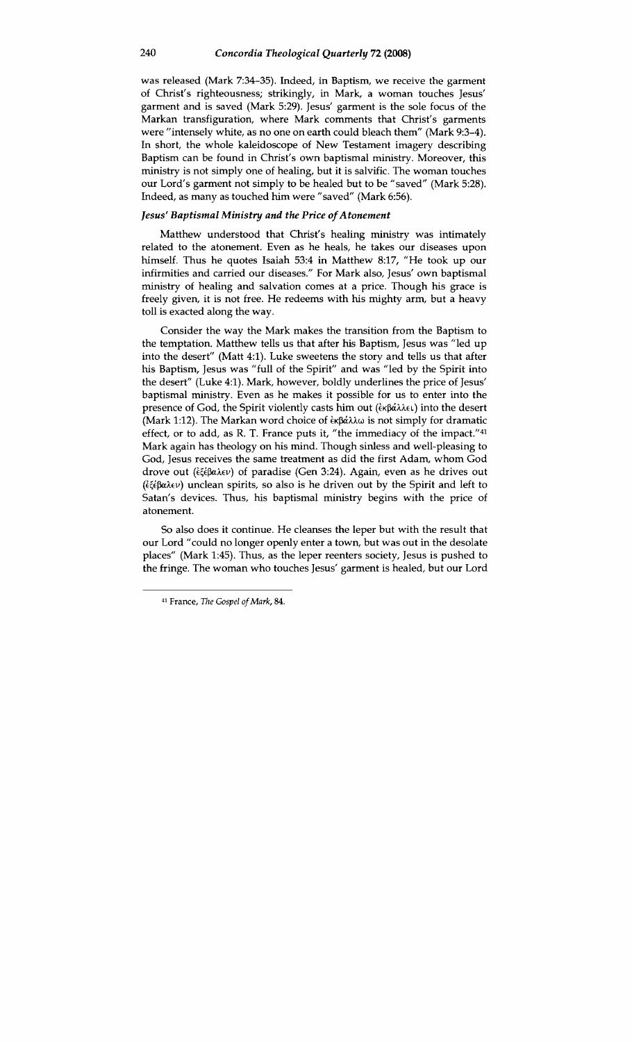was released (Mark 7:34–35). Indeed, in Baptism, we receive the garment of Christ's righteousness; strikingly, in Mark, a woman touches Jesus' garment and is saved (Mark 5:29). Jesus' garment is the sole focus of the Markan transfiguration, where Mark comments that Christ's garments were "intensely white, as no one on earth could bleach them" (Mark 9:3–4). In short, the whole kaleidoscope of New Testament imagery describing Baptism can be found in Christ's own baptismal ministry. Moreover, this ministry is not simply one of healing, but it is salvific. The woman touches our Lord's garment not simply to be healed but to be "saved" (Mark 5:28). Indeed, as many as touched him were "saved" (Mark 6:56).

### *Jesus' Baptismal Ministry and the Price of Atonement*

Matthew understood that Christ's healing ministry was intimately related to the atonement. Even as he heals, he takes our diseases upon himself. Thus he quotes Isaiah 53:4 in Matthew 8:17, "He took up our infirmities and carried our diseases." For Mark also, Jesus' own baptismal ministry of healing and salvation comes at a price. Though his grace is freely given, it is not free. He redeems with his mighty arm, but a heavy toll is exacted along the way.

Consider the way the Mark makes the transition from the Baptism to the temptation. Matthew tells us that after his Baptism, Jesus was "led up into the desert" (Matt 4:1). Luke sweetens the story and tells us that after his Baptism, Jesus was "full of the Spirit" and was "led by the Spirit into the desert" (Luke 4:1). Mark, however, boldly underlines the price of Jesus' baptismal ministry. Even as he makes it possible for us to enter into the presence of God, the Spirit violently casts him out (ἐκβάλλει) into the desert (Mark 1:12). The Markan word choice of ἐκβάλλω is not simply for dramatic effect, or to add, as R. T. France puts it, "the immediacy of the impact."[41] Mark again has theology on his mind. Though sinless and well-pleasing to God, Jesus receives the same treatment as did the first Adam, whom God drove out (ἐξέβαλεν) of paradise (Gen 3:24). Again, even as he drives out (ἐξέβαλεν) unclean spirits, so also is he driven out by the Spirit and left to Satan's devices. Thus, his baptismal ministry begins with the price of atonement.

So also does it continue. He cleanses the leper but with the result that our Lord "could no longer openly enter a town, but was out in the desolate places" (Mark 1:45). Thus, as the leper reenters society, Jesus is pushed to the fringe. The woman who touches Jesus' garment is healed, but our Lord

---

[41] France, *The Gospel of Mark*, 84.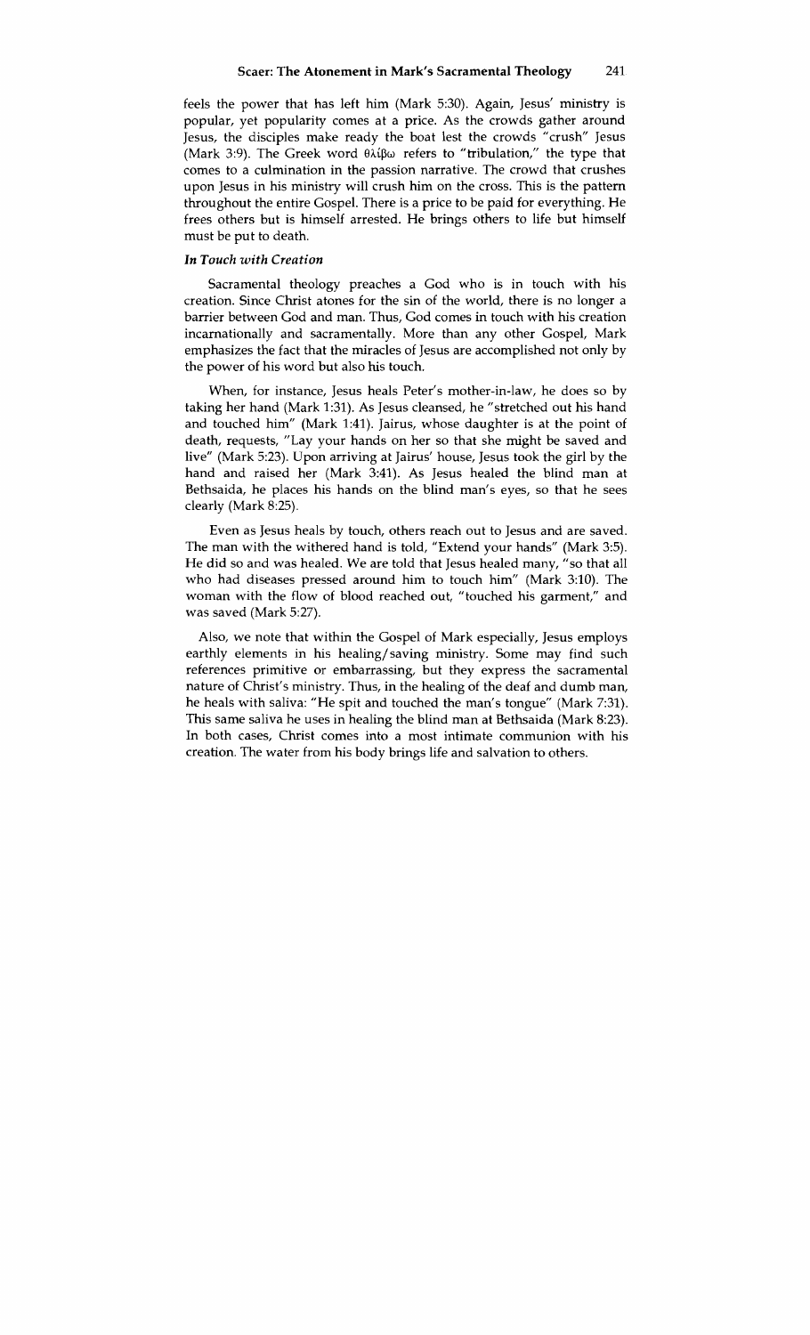feels the power that has left him (Mark 5:30). Again, Jesus' ministry is popular, yet popularity comes at a price. As the crowds gather around Jesus, the disciples make ready the boat lest the crowds "crush" Jesus (Mark 3:9). The Greek word θλίβω refers to "tribulation," the type that comes to a culmination in the passion narrative. The crowd that crushes upon Jesus in his ministry will crush him on the cross. This is the pattern throughout the entire Gospel. There is a price to be paid for everything. He frees others but is himself arrested. He brings others to life but himself must be put to death.

### *In Touch with Creation*

Sacramental theology preaches a God who is in touch with his creation. Since Christ atones for the sin of the world, there is no longer a barrier between God and man. Thus, God comes in touch with his creation incarnationally and sacramentally. More than any other Gospel, Mark emphasizes the fact that the miracles of Jesus are accomplished not only by the power of his word but also his touch.

When, for instance, Jesus heals Peter's mother-in-law, he does so by taking her hand (Mark 1:31). As Jesus cleansed, he "stretched out his hand and touched him" (Mark 1:41). Jairus, whose daughter is at the point of death, requests, "Lay your hands on her so that she might be saved and live" (Mark 5:23). Upon arriving at Jairus' house, Jesus took the girl by the hand and raised her (Mark 3:41). As Jesus healed the blind man at Bethsaida, he places his hands on the blind man's eyes, so that he sees clearly (Mark 8:25).

Even as Jesus heals by touch, others reach out to Jesus and are saved. The man with the withered hand is told, "Extend your hands" (Mark 3:5). He did so and was healed. We are told that Jesus healed many, "so that all who had diseases pressed around him to touch him" (Mark 3:10). The woman with the flow of blood reached out, "touched his garment," and was saved (Mark 5:27).

Also, we note that within the Gospel of Mark especially, Jesus employs earthly elements in his healing/saving ministry. Some may find such references primitive or embarrassing, but they express the sacramental nature of Christ's ministry. Thus, in the healing of the deaf and dumb man, he heals with saliva: "He spit and touched the man's tongue" (Mark 7:31). This same saliva he uses in healing the blind man at Bethsaida (Mark 8:23). In both cases, Christ comes into a most intimate communion with his creation. The water from his body brings life and salvation to others.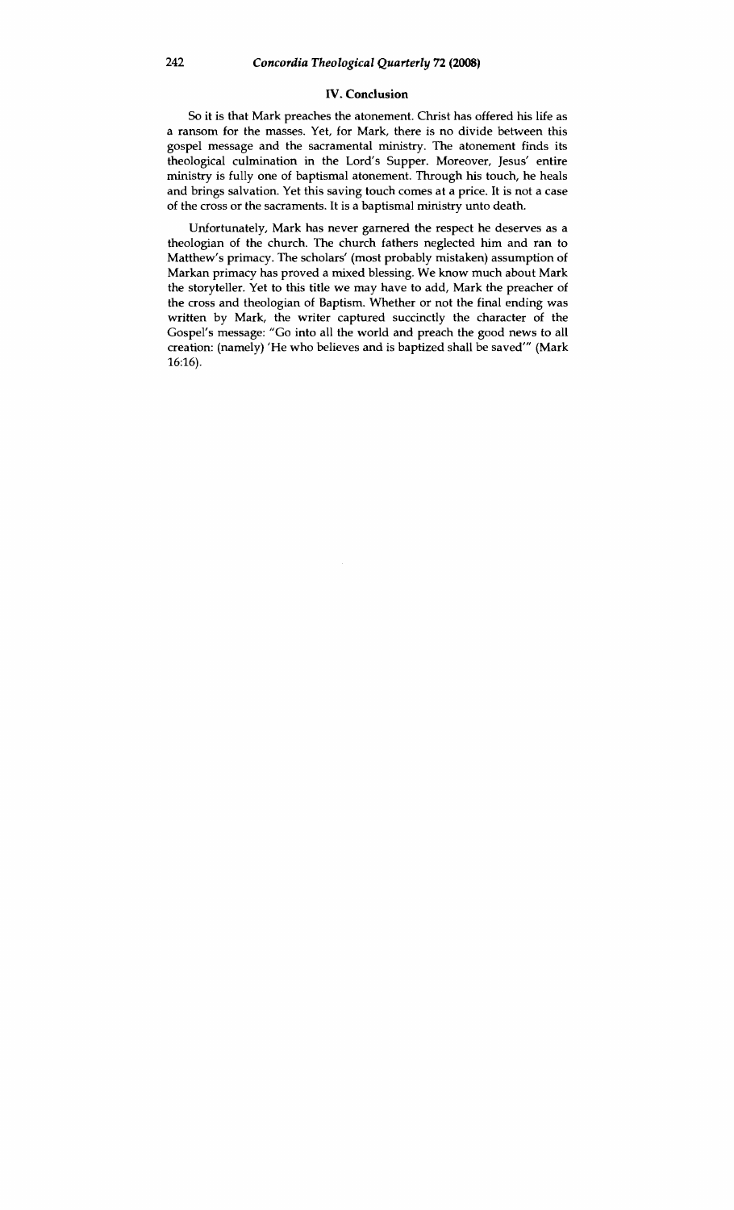## IV. Conclusion

So it is that Mark preaches the atonement. Christ has offered his life as a ransom for the masses. Yet, for Mark, there is no divide between this gospel message and the sacramental ministry. The atonement finds its theological culmination in the Lord's Supper. Moreover, Jesus' entire ministry is fully one of baptismal atonement. Through his touch, he heals and brings salvation. Yet this saving touch comes at a price. It is not a case of the cross or the sacraments. It is a baptismal ministry unto death.

Unfortunately, Mark has never garnered the respect he deserves as a theologian of the church. The church fathers neglected him and ran to Matthew's primacy. The scholars' (most probably mistaken) assumption of Markan primacy has proved a mixed blessing. We know much about Mark the storyteller. Yet to this title we may have to add, Mark the preacher of the cross and theologian of Baptism. Whether or not the final ending was written by Mark, the writer captured succinctly the character of the Gospel's message: "Go into all the world and preach the good news to all creation: (namely) 'He who believes and is baptized shall be saved'" (Mark 16:16).